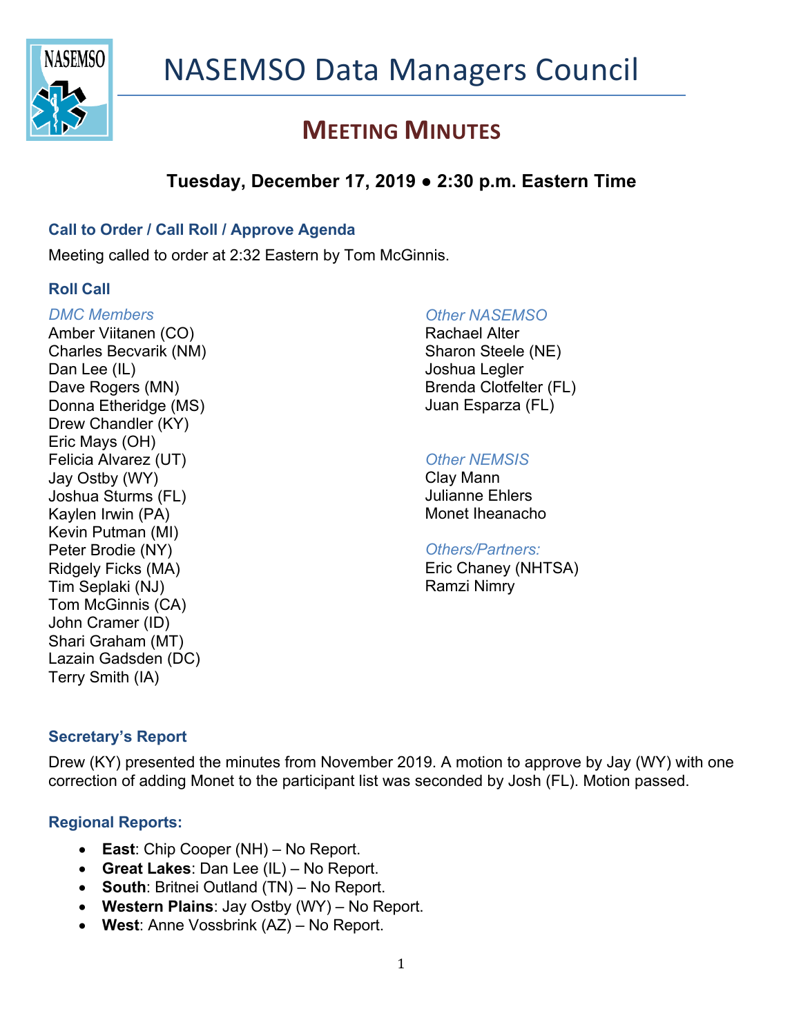# NASEMSO Data Managers Council

## MEETING MINUTES

### Tuesday, December 17, 2019 ● 2:30 p.m. Eastern Time

### Call to Order / Call Roll / Approve Agenda

Meeting called to order at 2:32 Eastern by Tom McGinnis.

### Roll Call

*DMC Members*

Amber Viitanen (CO)
Charles Becvarik (NM)
Dan Lee (IL)
Dave Rogers (MN)
Donna Etheridge (MS)
Drew Chandler (KY)
Eric Mays (OH)
Felicia Alvarez (UT)
Jay Ostby (WY)
Joshua Sturms (FL)
Kaylen Irwin (PA)
Kevin Putman (MI)
Peter Brodie (NY)
Ridgely Ficks (MA)
Tim Seplaki (NJ)
Tom McGinnis (CA)
John Cramer (ID)
Shari Graham (MT)
Lazain Gadsden (DC)
Terry Smith (IA)

*Other NASEMSO*

Rachael Alter
Sharon Steele (NE)
Joshua Legler
Brenda Clotfelter (FL)
Juan Esparza (FL)

*Other NEMSIS*

Clay Mann
Julianne Ehlers
Monet Iheanacho

*Others/Partners:*

Eric Chaney (NHTSA)
Ramzi Nimry

### Secretary's Report

Drew (KY) presented the minutes from November 2019. A motion to approve by Jay (WY) with one correction of adding Monet to the participant list was seconded by Josh (FL). Motion passed.

### Regional Reports:

- **East**: Chip Cooper (NH) – No Report.
- **Great Lakes**: Dan Lee (IL) – No Report.
- **South**: Britnei Outland (TN) – No Report.
- **Western Plains**: Jay Ostby (WY) – No Report.
- **West**: Anne Vossbrink (AZ) – No Report.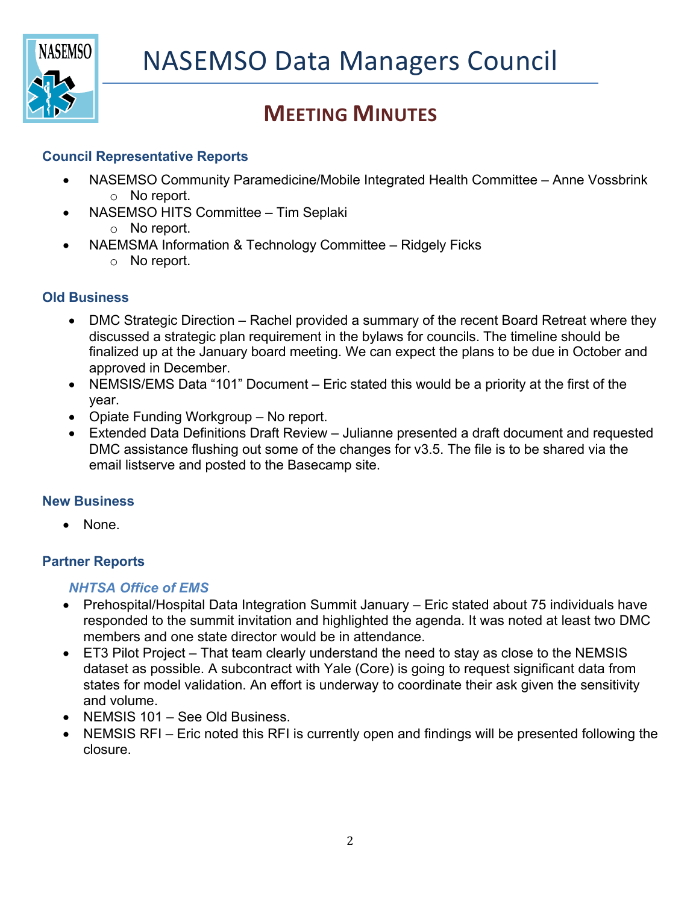# NASEMSO Data Managers Council

## MEETING MINUTES

### Council Representative Reports

- NASEMSO Community Paramedicine/Mobile Integrated Health Committee – Anne Vossbrink
  - No report.
- NASEMSO HITS Committee – Tim Seplaki
  - No report.
- NAEMSMA Information & Technology Committee – Ridgely Ficks
  - No report.

### Old Business

- DMC Strategic Direction – Rachel provided a summary of the recent Board Retreat where they discussed a strategic plan requirement in the bylaws for councils. The timeline should be finalized up at the January board meeting. We can expect the plans to be due in October and approved in December.
- NEMSIS/EMS Data "101" Document – Eric stated this would be a priority at the first of the year.
- Opiate Funding Workgroup – No report.
- Extended Data Definitions Draft Review – Julianne presented a draft document and requested DMC assistance flushing out some of the changes for v3.5. The file is to be shared via the email listserve and posted to the Basecamp site.

### New Business

- None.

### Partner Reports

#### *NHTSA Office of EMS*

- Prehospital/Hospital Data Integration Summit January – Eric stated about 75 individuals have responded to the summit invitation and highlighted the agenda. It was noted at least two DMC members and one state director would be in attendance.
- ET3 Pilot Project – That team clearly understand the need to stay as close to the NEMSIS dataset as possible. A subcontract with Yale (Core) is going to request significant data from states for model validation. An effort is underway to coordinate their ask given the sensitivity and volume.
- NEMSIS 101 – See Old Business.
- NEMSIS RFI – Eric noted this RFI is currently open and findings will be presented following the closure.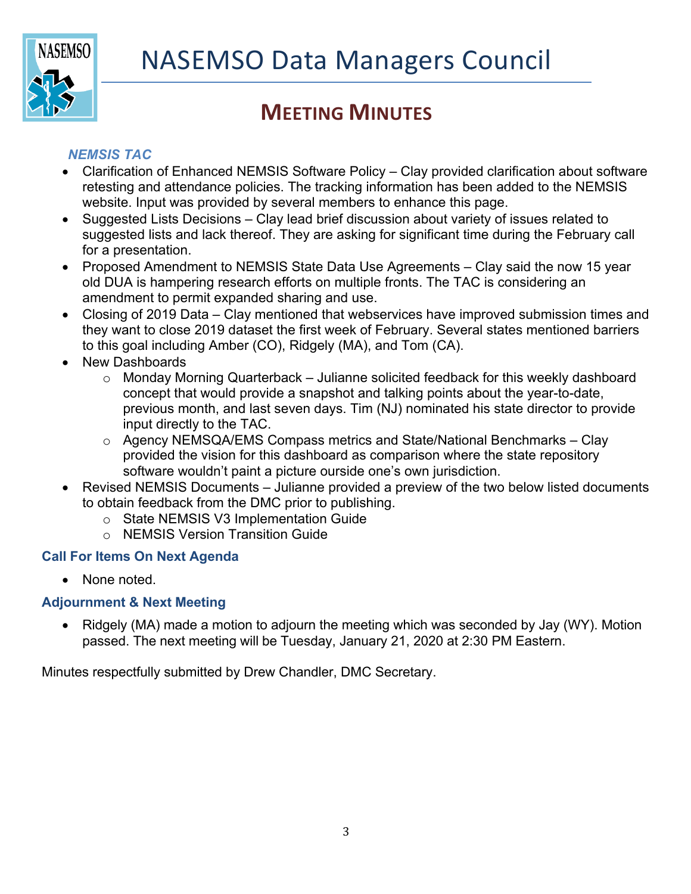# NASEMSO Data Managers Council

## MEETING MINUTES

### *NEMSIS TAC*

- Clarification of Enhanced NEMSIS Software Policy – Clay provided clarification about software retesting and attendance policies. The tracking information has been added to the NEMSIS website. Input was provided by several members to enhance this page.
- Suggested Lists Decisions – Clay lead brief discussion about variety of issues related to suggested lists and lack thereof. They are asking for significant time during the February call for a presentation.
- Proposed Amendment to NEMSIS State Data Use Agreements – Clay said the now 15 year old DUA is hampering research efforts on multiple fronts. The TAC is considering an amendment to permit expanded sharing and use.
- Closing of 2019 Data – Clay mentioned that webservices have improved submission times and they want to close 2019 dataset the first week of February. Several states mentioned barriers to this goal including Amber (CO), Ridgely (MA), and Tom (CA).
- New Dashboards
  - Monday Morning Quarterback – Julianne solicited feedback for this weekly dashboard concept that would provide a snapshot and talking points about the year-to-date, previous month, and last seven days. Tim (NJ) nominated his state director to provide input directly to the TAC.
  - Agency NEMSQA/EMS Compass metrics and State/National Benchmarks – Clay provided the vision for this dashboard as comparison where the state repository software wouldn't paint a picture ourside one's own jurisdiction.
- Revised NEMSIS Documents – Julianne provided a preview of the two below listed documents to obtain feedback from the DMC prior to publishing.
  - State NEMSIS V3 Implementation Guide
  - NEMSIS Version Transition Guide

### Call For Items On Next Agenda

- None noted.

### Adjournment & Next Meeting

- Ridgely (MA) made a motion to adjourn the meeting which was seconded by Jay (WY). Motion passed. The next meeting will be Tuesday, January 21, 2020 at 2:30 PM Eastern.

Minutes respectfully submitted by Drew Chandler, DMC Secretary.